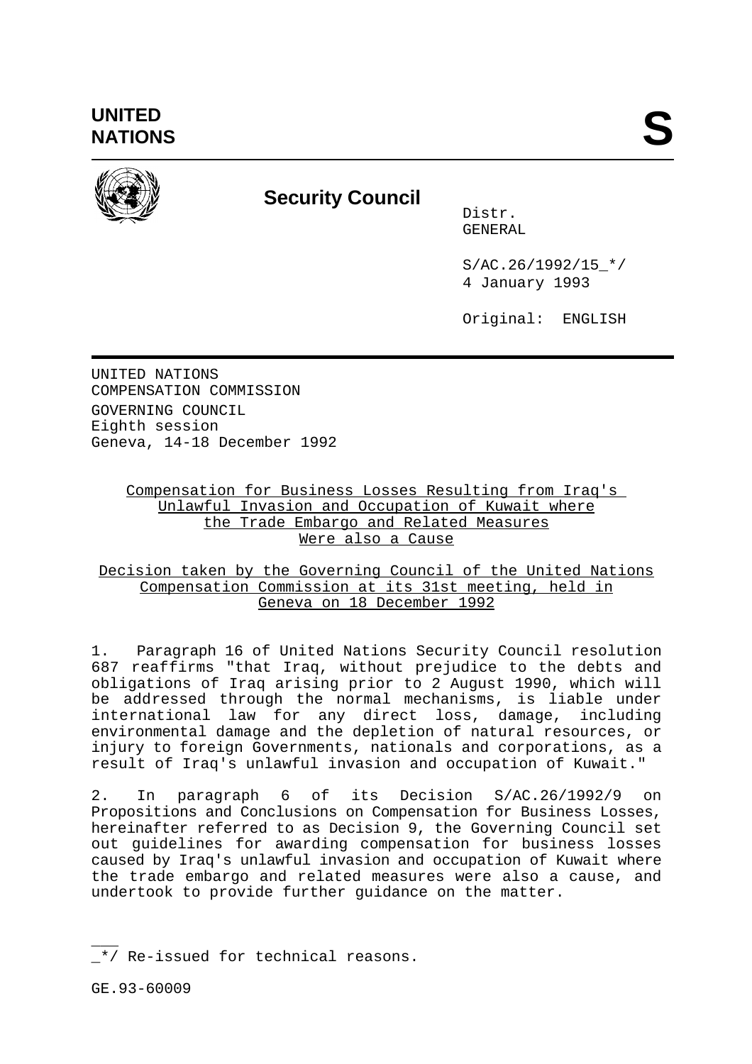**UNITED NATIONS**

**S**

## Security Council

Distr.
GENERAL

S/AC.26/1992/15 */
4 January 1993

Original: ENGLISH

UNITED NATIONS
COMPENSATION COMMISSION
GOVERNING COUNCIL
Eighth session
Geneva, 14-18 December 1992

### Compensation for Business Losses Resulting from Iraq's Unlawful Invasion and Occupation of Kuwait where the Trade Embargo and Related Measures Were also a Cause

### Decision taken by the Governing Council of the United Nations Compensation Commission at its 31st meeting, held in Geneva on 18 December 1992

1. Paragraph 16 of United Nations Security Council resolution 687 reaffirms "that Iraq, without prejudice to the debts and obligations of Iraq arising prior to 2 August 1990, which will be addressed through the normal mechanisms, is liable under international law for any direct loss, damage, including environmental damage and the depletion of natural resources, or injury to foreign Governments, nationals and corporations, as a result of Iraq's unlawful invasion and occupation of Kuwait."

2. In paragraph 6 of its Decision S/AC.26/1992/9 on Propositions and Conclusions on Compensation for Business Losses, hereinafter referred to as Decision 9, the Governing Council set out guidelines for awarding compensation for business losses caused by Iraq's unlawful invasion and occupation of Kuwait where the trade embargo and related measures were also a cause, and undertook to provide further guidance on the matter.

---

*/ Re-issued for technical reasons.

GE.93-60009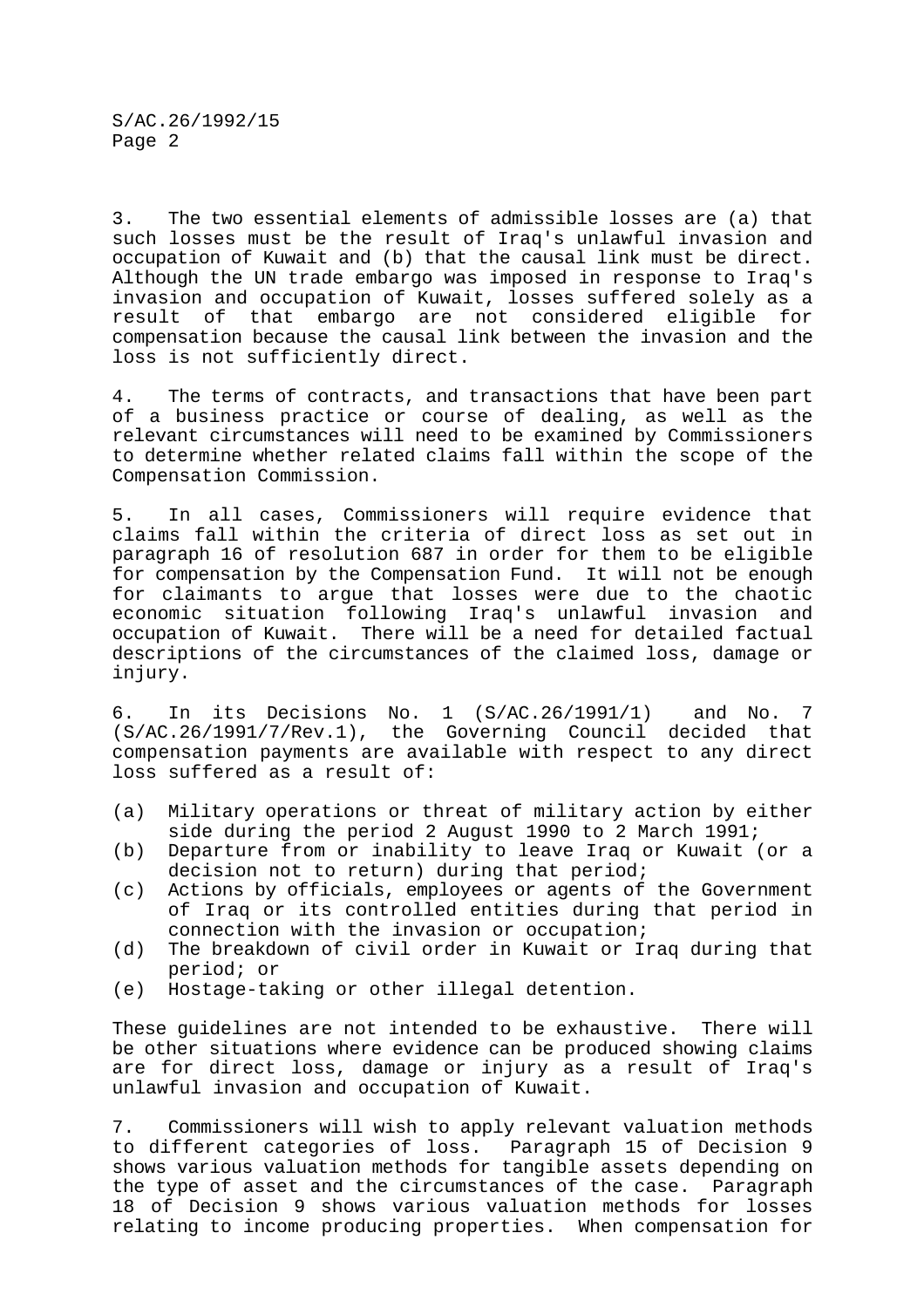3. The two essential elements of admissible losses are (a) that such losses must be the result of Iraq's unlawful invasion and occupation of Kuwait and (b) that the causal link must be direct. Although the UN trade embargo was imposed in response to Iraq's invasion and occupation of Kuwait, losses suffered solely as a result of that embargo are not considered eligible for compensation because the causal link between the invasion and the loss is not sufficiently direct.

4. The terms of contracts, and transactions that have been part of a business practice or course of dealing, as well as the relevant circumstances will need to be examined by Commissioners to determine whether related claims fall within the scope of the Compensation Commission.

5. In all cases, Commissioners will require evidence that claims fall within the criteria of direct loss as set out in paragraph 16 of resolution 687 in order for them to be eligible for compensation by the Compensation Fund. It will not be enough for claimants to argue that losses were due to the chaotic economic situation following Iraq's unlawful invasion and occupation of Kuwait. There will be a need for detailed factual descriptions of the circumstances of the claimed loss, damage or injury.

6. In its Decisions No. 1 (S/AC.26/1991/1) and No. 7 (S/AC.26/1991/7/Rev.1), the Governing Council decided that compensation payments are available with respect to any direct loss suffered as a result of:

(a) Military operations or threat of military action by either side during the period 2 August 1990 to 2 March 1991;
(b) Departure from or inability to leave Iraq or Kuwait (or a decision not to return) during that period;
(c) Actions by officials, employees or agents of the Government of Iraq or its controlled entities during that period in connection with the invasion or occupation;
(d) The breakdown of civil order in Kuwait or Iraq during that period; or
(e) Hostage-taking or other illegal detention.

These guidelines are not intended to be exhaustive. There will be other situations where evidence can be produced showing claims are for direct loss, damage or injury as a result of Iraq's unlawful invasion and occupation of Kuwait.

7. Commissioners will wish to apply relevant valuation methods to different categories of loss. Paragraph 15 of Decision 9 shows various valuation methods for tangible assets depending on the type of asset and the circumstances of the case. Paragraph 18 of Decision 9 shows various valuation methods for losses relating to income producing properties. When compensation for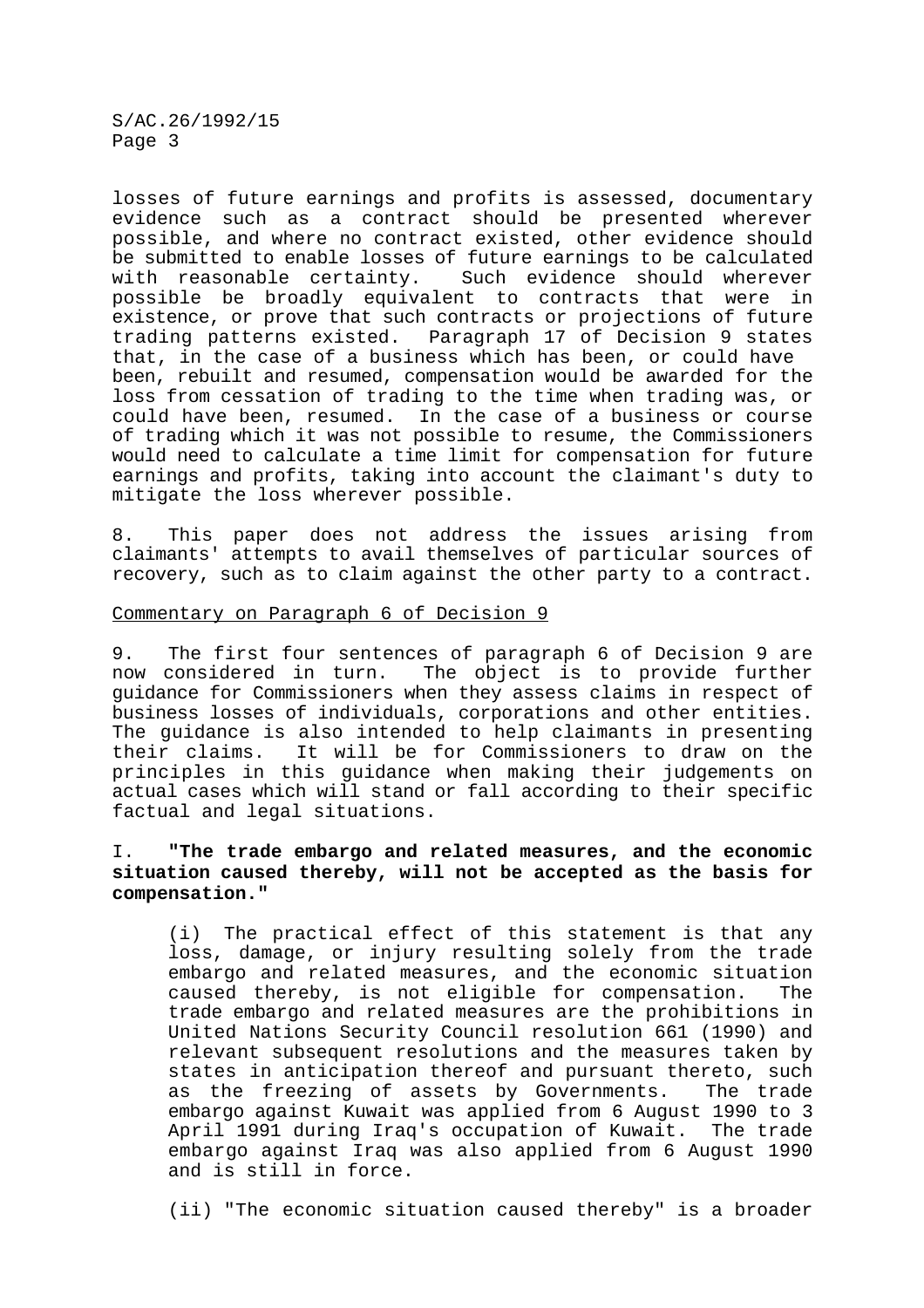losses of future earnings and profits is assessed, documentary evidence such as a contract should be presented wherever possible, and where no contract existed, other evidence should be submitted to enable losses of future earnings to be calculated with reasonable certainty. Such evidence should wherever possible be broadly equivalent to contracts that were in existence, or prove that such contracts or projections of future trading patterns existed. Paragraph 17 of Decision 9 states that, in the case of a business which has been, or could have been, rebuilt and resumed, compensation would be awarded for the loss from cessation of trading to the time when trading was, or could have been, resumed. In the case of a business or course of trading which it was not possible to resume, the Commissioners would need to calculate a time limit for compensation for future earnings and profits, taking into account the claimant's duty to mitigate the loss wherever possible.

8. This paper does not address the issues arising from claimants' attempts to avail themselves of particular sources of recovery, such as to claim against the other party to a contract.

Commentary on Paragraph 6 of Decision 9

9. The first four sentences of paragraph 6 of Decision 9 are now considered in turn. The object is to provide further guidance for Commissioners when they assess claims in respect of business losses of individuals, corporations and other entities. The guidance is also intended to help claimants in presenting their claims. It will be for Commissioners to draw on the principles in this guidance when making their judgements on actual cases which will stand or fall according to their specific factual and legal situations.

I. **"The trade embargo and related measures, and the economic situation caused thereby, will not be accepted as the basis for compensation."**

(i) The practical effect of this statement is that any loss, damage, or injury resulting solely from the trade embargo and related measures, and the economic situation caused thereby, is not eligible for compensation. The trade embargo and related measures are the prohibitions in United Nations Security Council resolution 661 (1990) and relevant subsequent resolutions and the measures taken by states in anticipation thereof and pursuant thereto, such as the freezing of assets by Governments. The trade embargo against Kuwait was applied from 6 August 1990 to 3 April 1991 during Iraq's occupation of Kuwait. The trade embargo against Iraq was also applied from 6 August 1990 and is still in force.

(ii) "The economic situation caused thereby" is a broader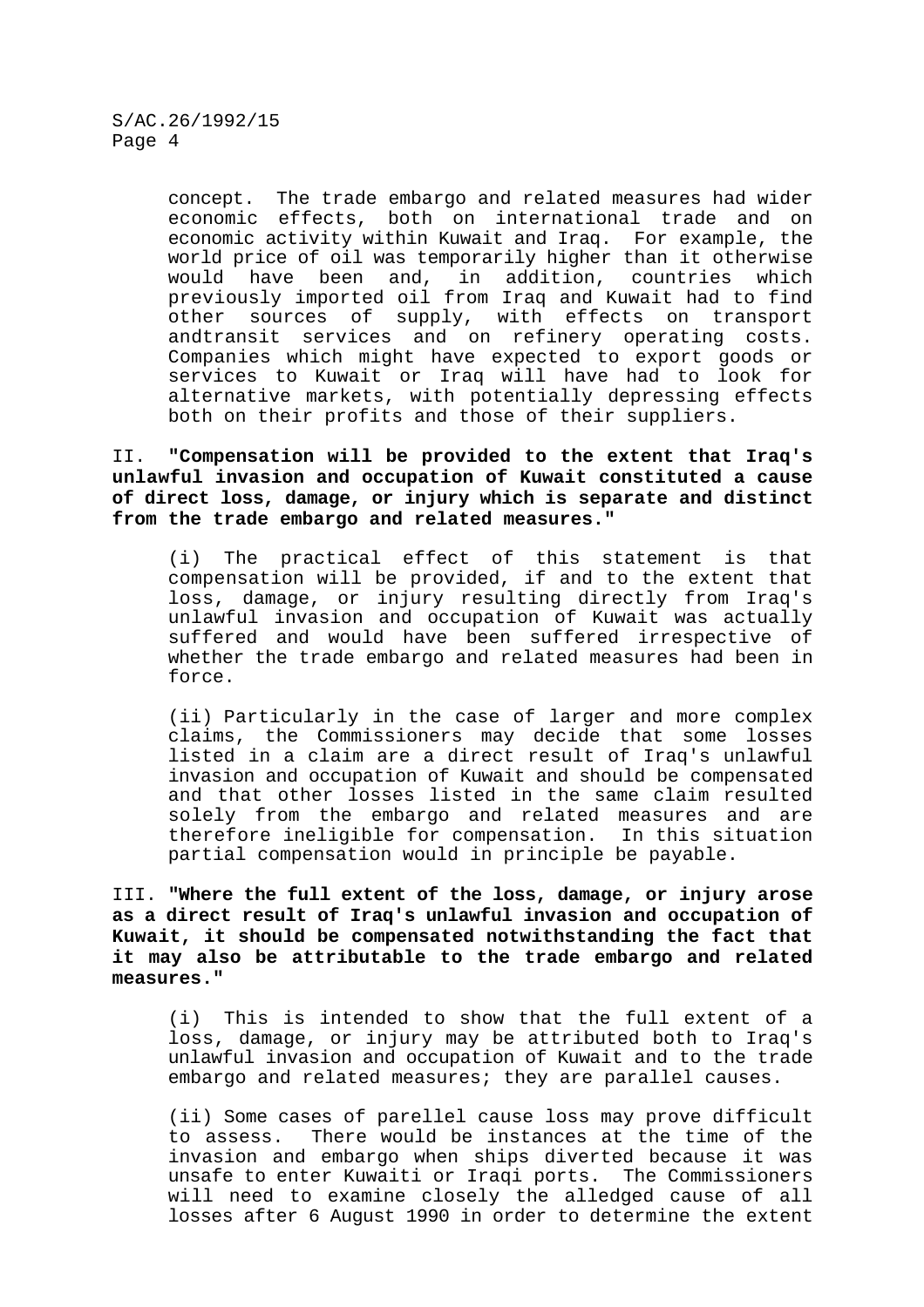concept. The trade embargo and related measures had wider economic effects, both on international trade and on economic activity within Kuwait and Iraq. For example, the world price of oil was temporarily higher than it otherwise would have been and, in addition, countries which previously imported oil from Iraq and Kuwait had to find other sources of supply, with effects on transport andtransit services and on refinery operating costs. Companies which might have expected to export goods or services to Kuwait or Iraq will have had to look for alternative markets, with potentially depressing effects both on their profits and those of their suppliers.

II. **"Compensation will be provided to the extent that Iraq's unlawful invasion and occupation of Kuwait constituted a cause of direct loss, damage, or injury which is separate and distinct from the trade embargo and related measures."**

(i) The practical effect of this statement is that compensation will be provided, if and to the extent that loss, damage, or injury resulting directly from Iraq's unlawful invasion and occupation of Kuwait was actually suffered and would have been suffered irrespective of whether the trade embargo and related measures had been in force.

(ii) Particularly in the case of larger and more complex claims, the Commissioners may decide that some losses listed in a claim are a direct result of Iraq's unlawful invasion and occupation of Kuwait and should be compensated and that other losses listed in the same claim resulted solely from the embargo and related measures and are therefore ineligible for compensation. In this situation partial compensation would in principle be payable.

III. **"Where the full extent of the loss, damage, or injury arose as a direct result of Iraq's unlawful invasion and occupation of Kuwait, it should be compensated notwithstanding the fact that it may also be attributable to the trade embargo and related measures."**

(i) This is intended to show that the full extent of a loss, damage, or injury may be attributed both to Iraq's unlawful invasion and occupation of Kuwait and to the trade embargo and related measures; they are parallel causes.

(ii) Some cases of parellel cause loss may prove difficult to assess. There would be instances at the time of the invasion and embargo when ships diverted because it was unsafe to enter Kuwaiti or Iraqi ports. The Commissioners will need to examine closely the alledged cause of all losses after 6 August 1990 in order to determine the extent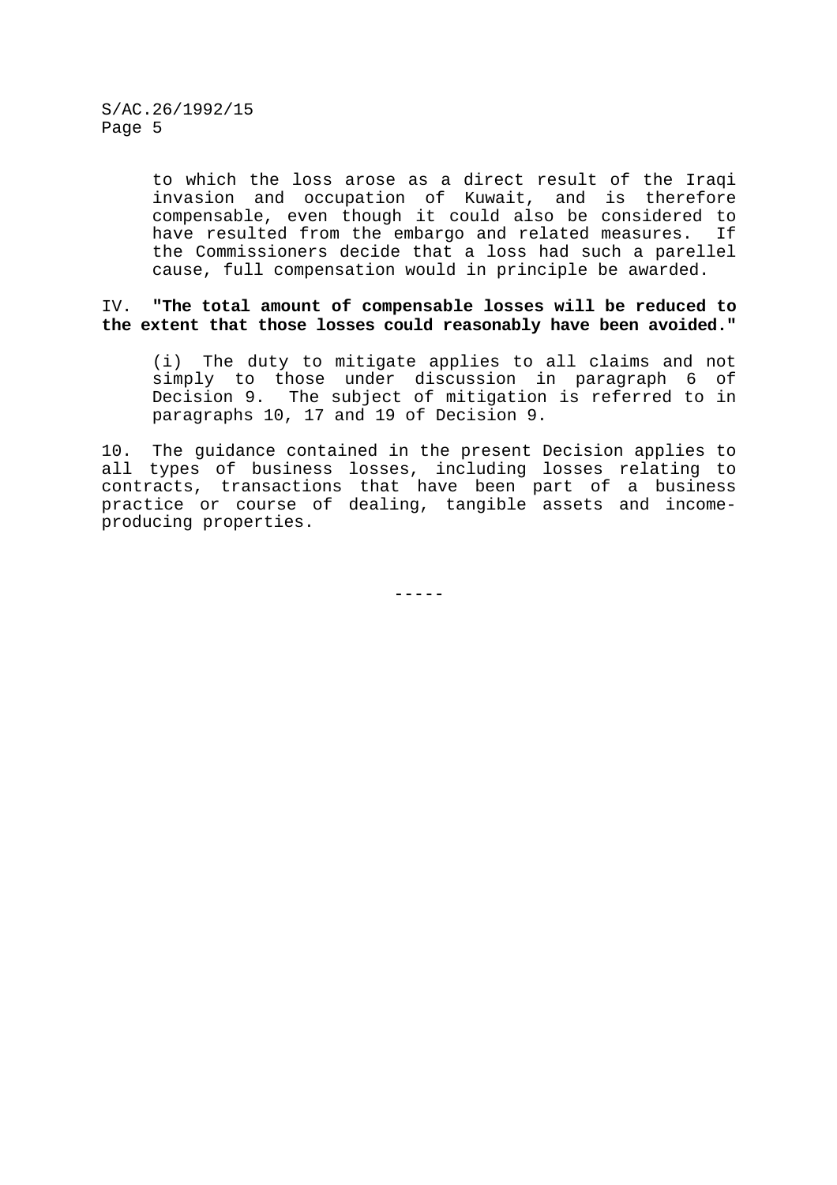to which the loss arose as a direct result of the Iraqi invasion and occupation of Kuwait, and is therefore compensable, even though it could also be considered to have resulted from the embargo and related measures. If the Commissioners decide that a loss had such a parellel cause, full compensation would in principle be awarded.

IV. **"The total amount of compensable losses will be reduced to the extent that those losses could reasonably have been avoided."**

(i) The duty to mitigate applies to all claims and not simply to those under discussion in paragraph 6 of Decision 9. The subject of mitigation is referred to in paragraphs 10, 17 and 19 of Decision 9.

10. The guidance contained in the present Decision applies to all types of business losses, including losses relating to contracts, transactions that have been part of a business practice or course of dealing, tangible assets and income-producing properties.

-----